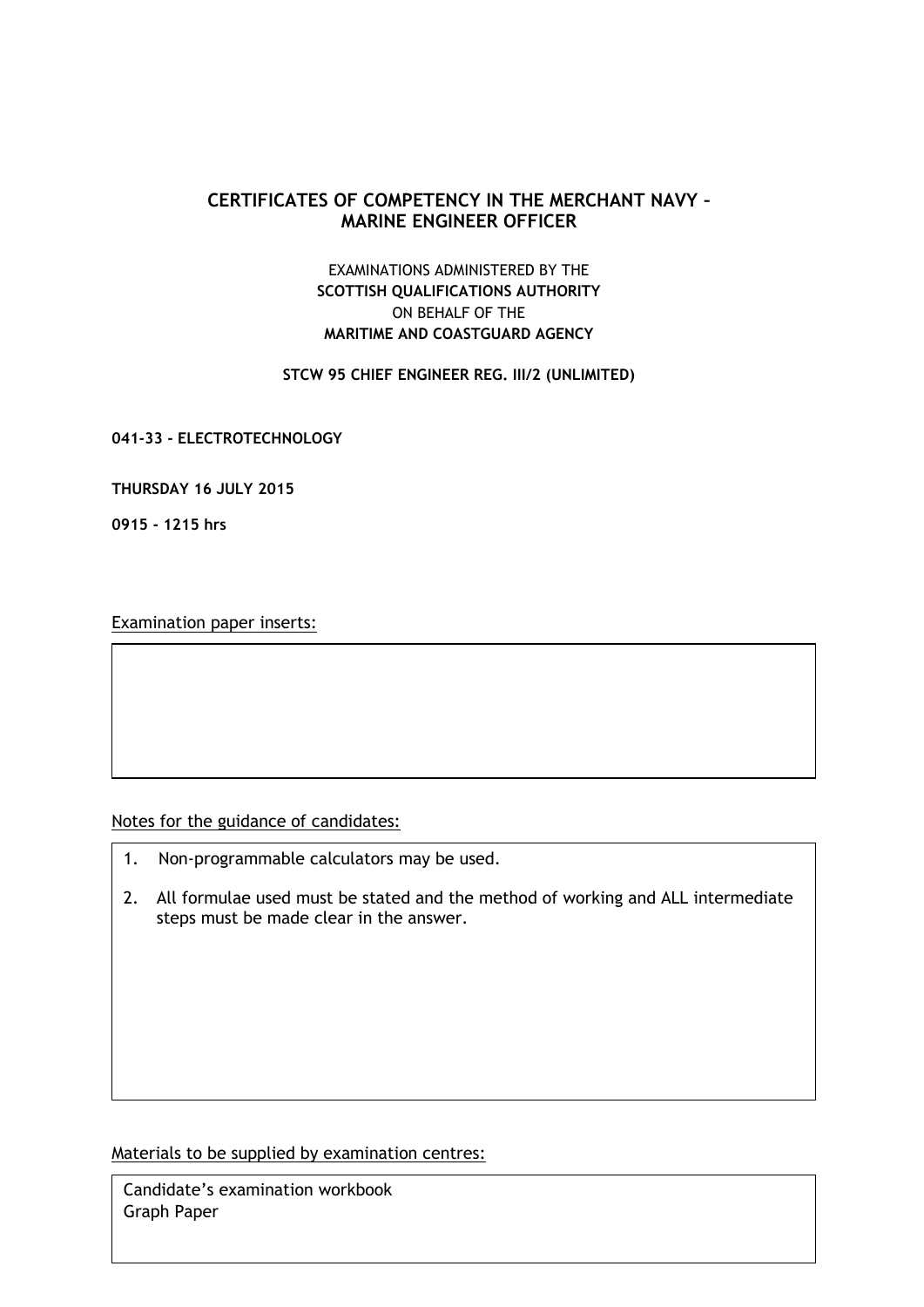# CERTIFICATES OF COMPETENCY IN THE MERCHANT NAVY – MARINE ENGINEER OFFICER

EXAMINATIONS ADMINISTERED BY THE
**SCOTTISH QUALIFICATIONS AUTHORITY**
ON BEHALF OF THE
**MARITIME AND COASTGUARD AGENCY**

**STCW 95 CHIEF ENGINEER REG. III/2 (UNLIMITED)**

**041-33 - ELECTROTECHNOLOGY**

**THURSDAY 16 JULY 2015**

**0915 - 1215 hrs**

Examination paper inserts:

Notes for the guidance of candidates:

1. Non-programmable calculators may be used.
2. All formulae used must be stated and the method of working and ALL intermediate steps must be made clear in the answer.

Materials to be supplied by examination centres:

Candidate's examination workbook
Graph Paper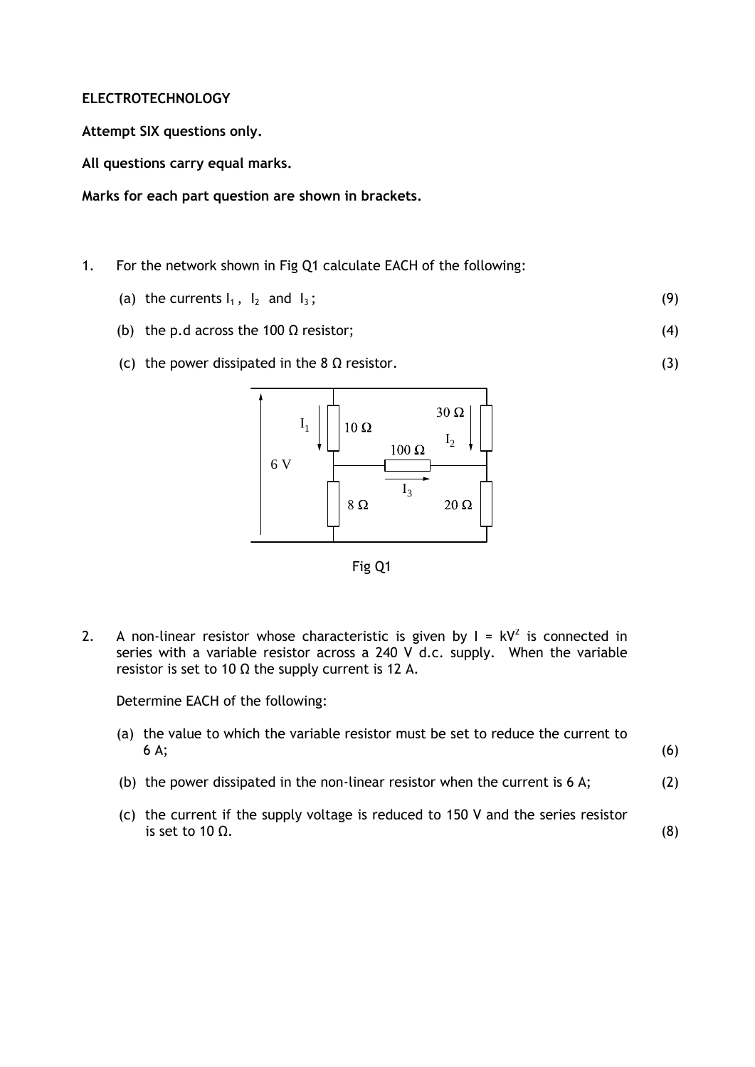**ELECTROTECHNOLOGY**

**Attempt SIX questions only.**

**All questions carry equal marks.**

**Marks for each part question are shown in brackets.**

1. For the network shown in Fig Q1 calculate EACH of the following:

   (a) the currents $I_1$, $I_2$ and $I_3$; (9)

   (b) the p.d across the 100 Ω resistor; (4)

   (c) the power dissipated in the 8 Ω resistor. (3)

Fig Q1

2. A non-linear resistor whose characteristic is given by $I = kV^2$ is connected in series with a variable resistor across a 240 V d.c. supply. When the variable resistor is set to 10 Ω the supply current is 12 A.

   Determine EACH of the following:

   (a) the value to which the variable resistor must be set to reduce the current to 6 A; (6)

   (b) the power dissipated in the non-linear resistor when the current is 6 A; (2)

   (c) the current if the supply voltage is reduced to 150 V and the series resistor is set to 10 Ω. (8)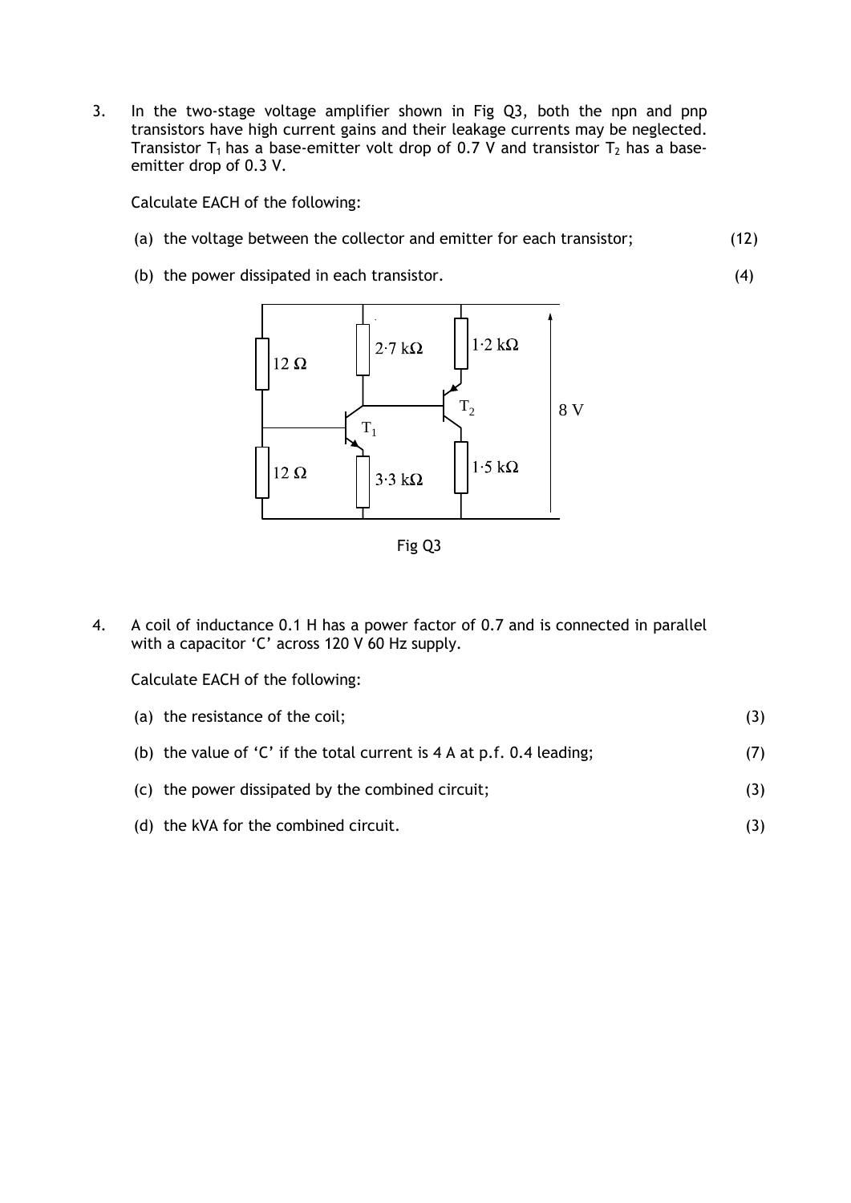3. In the two-stage voltage amplifier shown in Fig Q3, both the npn and pnp transistors have high current gains and their leakage currents may be neglected. Transistor $T_1$ has a base-emitter volt drop of 0.7 V and transistor $T_2$ has a base-emitter drop of 0.3 V.

   Calculate EACH of the following:

   (a) the voltage between the collector and emitter for each transistor; (12)

   (b) the power dissipated in each transistor. (4)

Fig Q3

4. A coil of inductance 0.1 H has a power factor of 0.7 and is connected in parallel with a capacitor 'C' across 120 V 60 Hz supply.

   Calculate EACH of the following:

   (a) the resistance of the coil; (3)

   (b) the value of 'C' if the total current is 4 A at p.f. 0.4 leading; (7)

   (c) the power dissipated by the combined circuit; (3)

   (d) the kVA for the combined circuit. (3)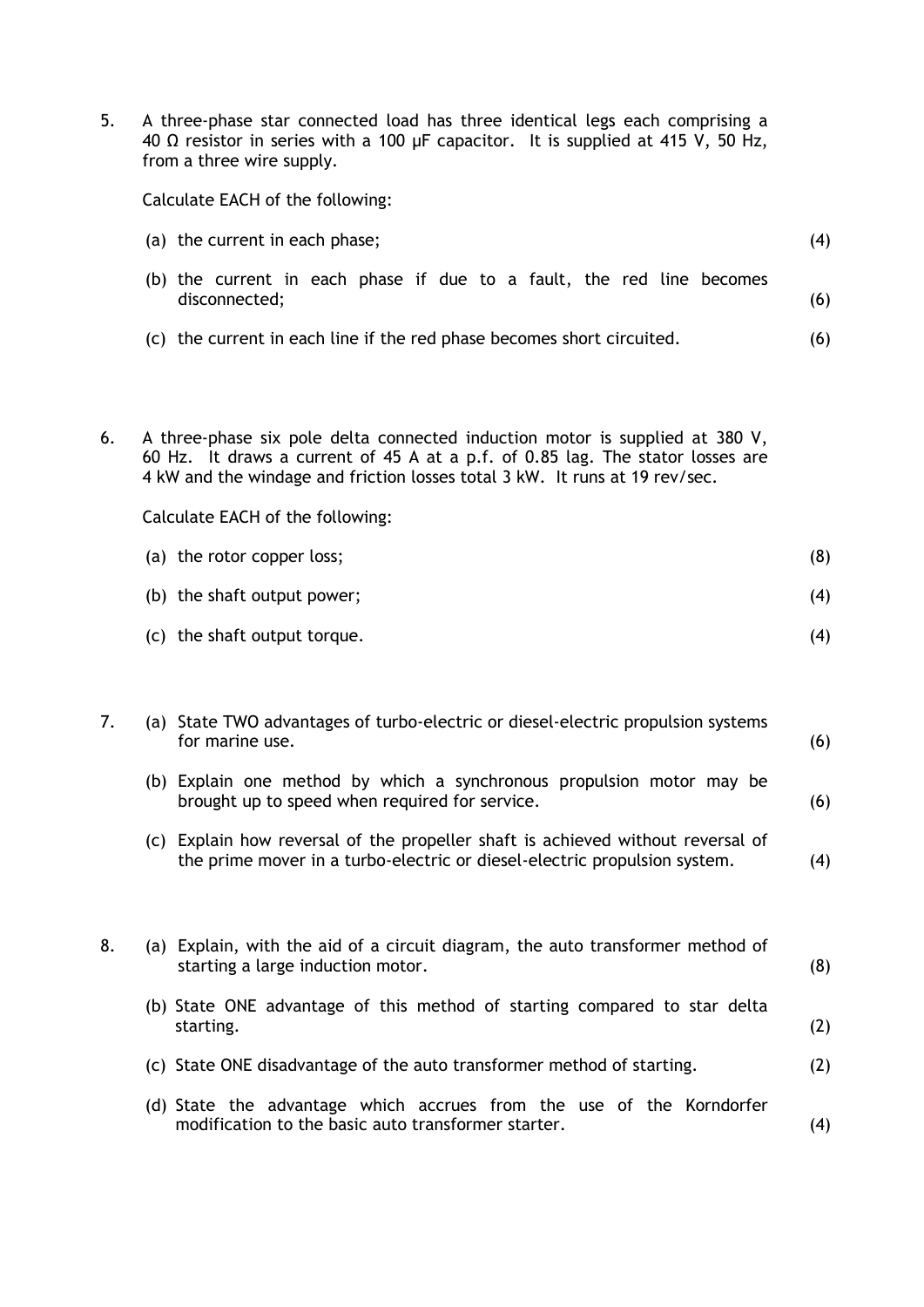5. A three-phase star connected load has three identical legs each comprising a 40 Ω resistor in series with a 100 μF capacitor. It is supplied at 415 V, 50 Hz, from a three wire supply.

   Calculate EACH of the following:

   (a) the current in each phase; (4)

   (b) the current in each phase if due to a fault, the red line becomes disconnected; (6)

   (c) the current in each line if the red phase becomes short circuited. (6)

6. A three-phase six pole delta connected induction motor is supplied at 380 V, 60 Hz. It draws a current of 45 A at a p.f. of 0.85 lag. The stator losses are 4 kW and the windage and friction losses total 3 kW. It runs at 19 rev/sec.

   Calculate EACH of the following:

   (a) the rotor copper loss; (8)

   (b) the shaft output power; (4)

   (c) the shaft output torque. (4)

7. (a) State TWO advantages of turbo-electric or diesel-electric propulsion systems for marine use. (6)

   (b) Explain one method by which a synchronous propulsion motor may be brought up to speed when required for service. (6)

   (c) Explain how reversal of the propeller shaft is achieved without reversal of the prime mover in a turbo-electric or diesel-electric propulsion system. (4)

8. (a) Explain, with the aid of a circuit diagram, the auto transformer method of starting a large induction motor. (8)

   (b) State ONE advantage of this method of starting compared to star delta starting. (2)

   (c) State ONE disadvantage of the auto transformer method of starting. (2)

   (d) State the advantage which accrues from the use of the Korndorfer modification to the basic auto transformer starter. (4)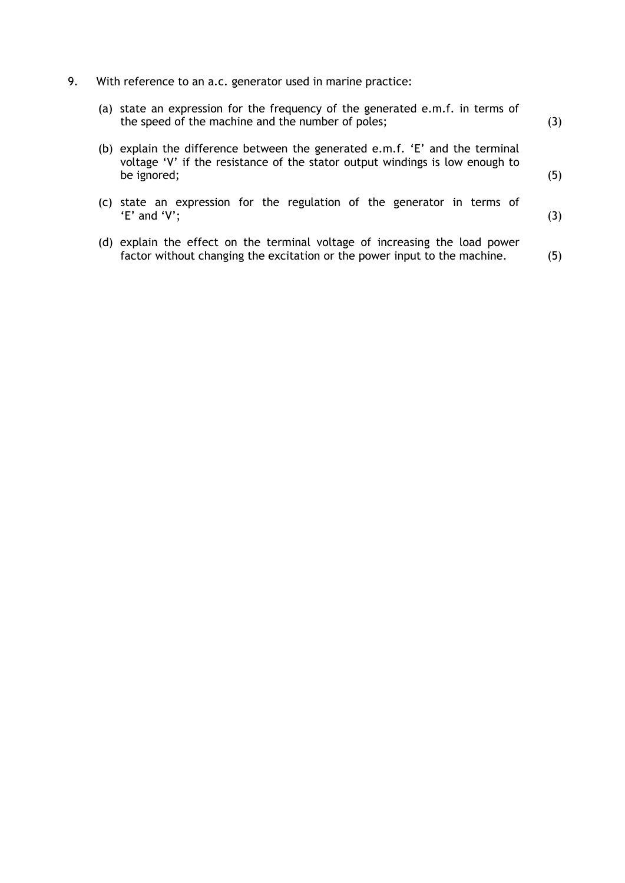9. With reference to an a.c. generator used in marine practice:

   (a) state an expression for the frequency of the generated e.m.f. in terms of the speed of the machine and the number of poles; (3)

   (b) explain the difference between the generated e.m.f. 'E' and the terminal voltage 'V' if the resistance of the stator output windings is low enough to be ignored; (5)

   (c) state an expression for the regulation of the generator in terms of 'E' and 'V'; (3)

   (d) explain the effect on the terminal voltage of increasing the load power factor without changing the excitation or the power input to the machine. (5)